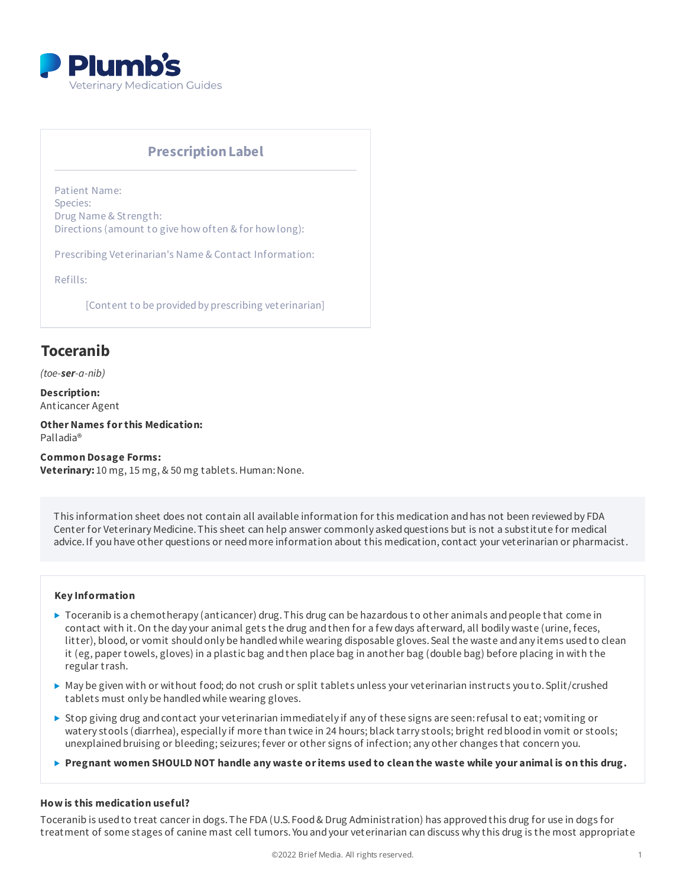Plumb's
Veterinary Medication Guides

## Prescription Label

Patient Name:
Species:
Drug Name & Strength:
Directions (amount to give how often & for how long):

Prescribing Veterinarian's Name & Contact Information:

Refills:

[Content to be provided by prescribing veterinarian]

# Toceranib

*(toe-**ser**-a-nib)*

**Description:**
Anticancer Agent

**Other Names for this Medication:**
Palladia®

**Common Dosage Forms:**
**Veterinary:** 10 mg, 15 mg, & 50 mg tablets. Human: None.

This information sheet does not contain all available information for this medication and has not been reviewed by FDA Center for Veterinary Medicine. This sheet can help answer commonly asked questions but is not a substitute for medical advice. If you have other questions or need more information about this medication, contact your veterinarian or pharmacist.

### Key Information

- Toceranib is a chemotherapy (anticancer) drug. This drug can be hazardous to other animals and people that come in contact with it. On the day your animal gets the drug and then for a few days afterward, all bodily waste (urine, feces, litter), blood, or vomit should only be handled while wearing disposable gloves. Seal the waste and any items used to clean it (eg, paper towels, gloves) in a plastic bag and then place bag in another bag (double bag) before placing in with the regular trash.
- May be given with or without food; do not crush or split tablets unless your veterinarian instructs you to. Split/crushed tablets must only be handled while wearing gloves.
- Stop giving drug and contact your veterinarian immediately if any of these signs are seen: refusal to eat; vomiting or watery stools (diarrhea), especially if more than twice in 24 hours; black tarry stools; bright red blood in vomit or stools; unexplained bruising or bleeding; seizures; fever or other signs of infection; any other changes that concern you.
- **Pregnant women SHOULD NOT handle any waste or items used to clean the waste while your animal is on this drug.**

### How is this medication useful?

Toceranib is used to treat cancer in dogs. The FDA (U.S. Food & Drug Administration) has approved this drug for use in dogs for treatment of some stages of canine mast cell tumors. You and your veterinarian can discuss why this drug is the most appropriate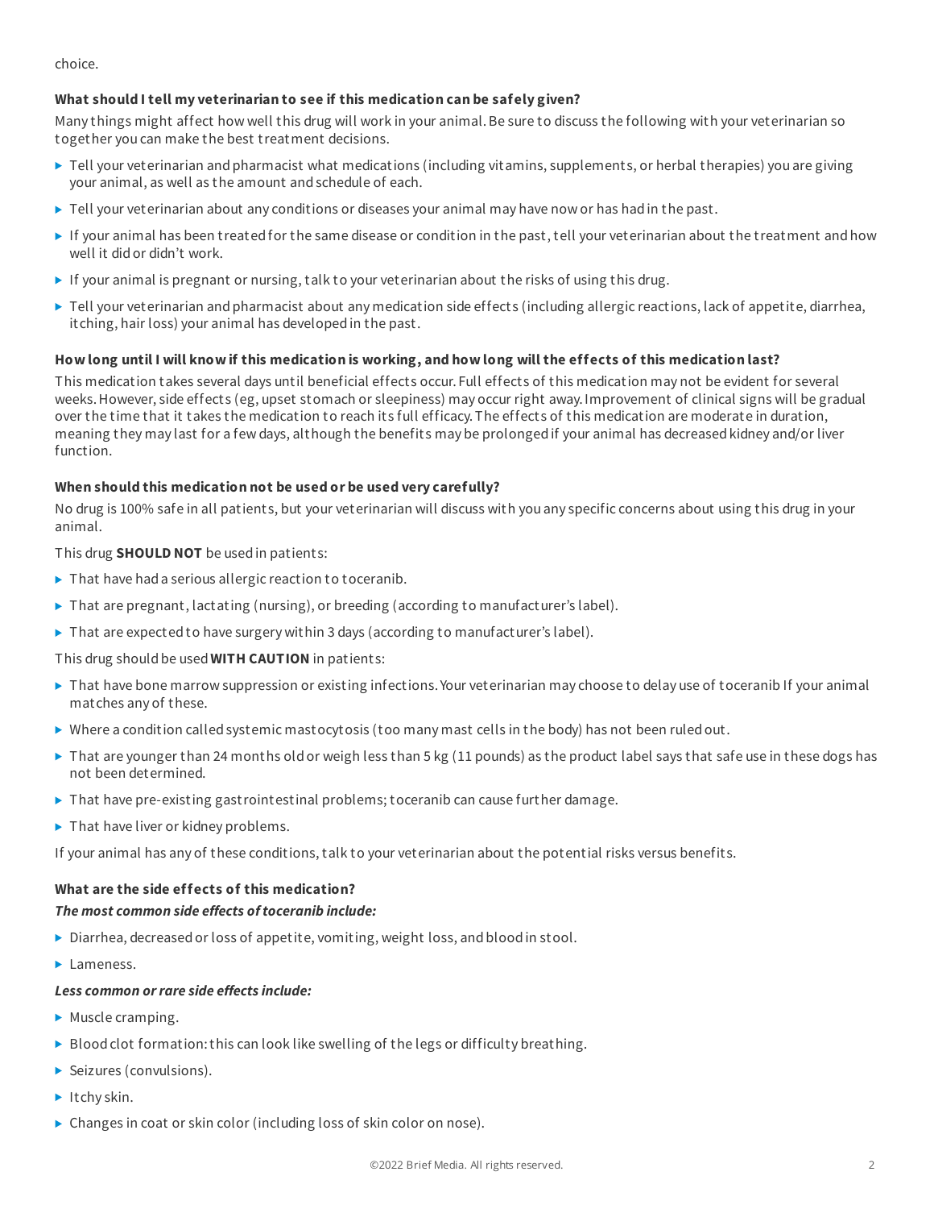choice.

### What should I tell my veterinarian to see if this medication can be safely given?

Many things might affect how well this drug will work in your animal. Be sure to discuss the following with your veterinarian so together you can make the best treatment decisions.

- Tell your veterinarian and pharmacist what medications (including vitamins, supplements, or herbal therapies) you are giving your animal, as well as the amount and schedule of each.
- Tell your veterinarian about any conditions or diseases your animal may have now or has had in the past.
- If your animal has been treated for the same disease or condition in the past, tell your veterinarian about the treatment and how well it did or didn't work.
- If your animal is pregnant or nursing, talk to your veterinarian about the risks of using this drug.
- Tell your veterinarian and pharmacist about any medication side effects (including allergic reactions, lack of appetite, diarrhea, itching, hair loss) your animal has developed in the past.

### How long until I will know if this medication is working, and how long will the effects of this medication last?

This medication takes several days until beneficial effects occur. Full effects of this medication may not be evident for several weeks. However, side effects (eg, upset stomach or sleepiness) may occur right away. Improvement of clinical signs will be gradual over the time that it takes the medication to reach its full efficacy. The effects of this medication are moderate in duration, meaning they may last for a few days, although the benefits may be prolonged if your animal has decreased kidney and/or liver function.

### When should this medication not be used or be used very carefully?

No drug is 100% safe in all patients, but your veterinarian will discuss with you any specific concerns about using this drug in your animal.

This drug **SHOULD NOT** be used in patients:

- That have had a serious allergic reaction to toceranib.
- That are pregnant, lactating (nursing), or breeding (according to manufacturer's label).
- That are expected to have surgery within 3 days (according to manufacturer's label).

This drug should be used **WITH CAUTION** in patients:

- That have bone marrow suppression or existing infections. Your veterinarian may choose to delay use of toceranib If your animal matches any of these.
- Where a condition called systemic mastocytosis (too many mast cells in the body) has not been ruled out.
- That are younger than 24 months old or weigh less than 5 kg (11 pounds) as the product label says that safe use in these dogs has not been determined.
- That have pre-existing gastrointestinal problems; toceranib can cause further damage.
- That have liver or kidney problems.

If your animal has any of these conditions, talk to your veterinarian about the potential risks versus benefits.

### What are the side effects of this medication?

***The most common side effects of toceranib include:***

- Diarrhea, decreased or loss of appetite, vomiting, weight loss, and blood in stool.
- Lameness.

***Less common or rare side effects include:***

- Muscle cramping.
- Blood clot formation: this can look like swelling of the legs or difficulty breathing.
- Seizures (convulsions).
- Itchy skin.
- Changes in coat or skin color (including loss of skin color on nose).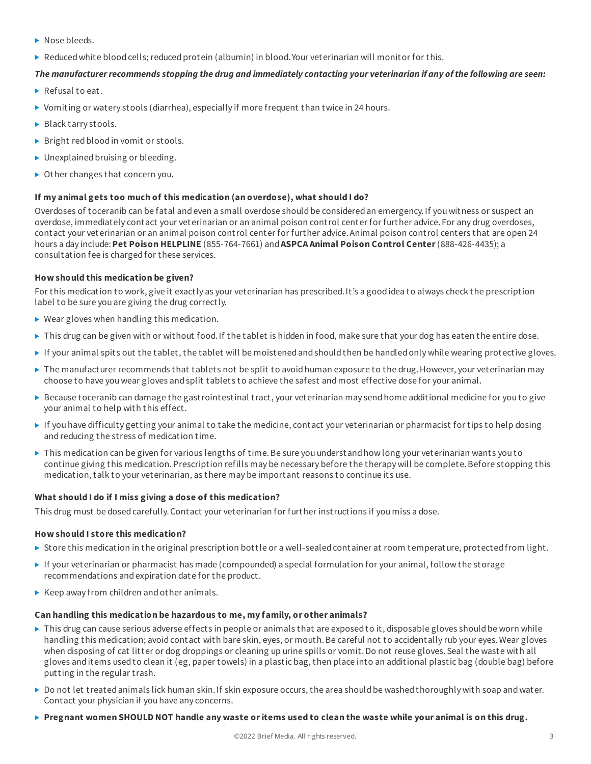- Nose bleeds.
- Reduced white blood cells; reduced protein (albumin) in blood. Your veterinarian will monitor for this.

***The manufacturer recommends stopping the drug and immediately contacting your veterinarian if any of the following are seen:***

- Refusal to eat.
- Vomiting or watery stools (diarrhea), especially if more frequent than twice in 24 hours.
- Black tarry stools.
- Bright red blood in vomit or stools.
- Unexplained bruising or bleeding.
- Other changes that concern you.

**If my animal gets too much of this medication (an overdose), what should I do?**

Overdoses of toceranib can be fatal and even a small overdose should be considered an emergency. If you witness or suspect an overdose, immediately contact your veterinarian or an animal poison control center for further advice. For any drug overdoses, contact your veterinarian or an animal poison control center for further advice. Animal poison control centers that are open 24 hours a day include: **Pet Poison HELPLINE** (855-764-7661) and **ASPCA Animal Poison Control Center** (888-426-4435); a consultation fee is charged for these services.

**How should this medication be given?**

For this medication to work, give it exactly as your veterinarian has prescribed. It's a good idea to always check the prescription label to be sure you are giving the drug correctly.

- Wear gloves when handling this medication.
- This drug can be given with or without food. If the tablet is hidden in food, make sure that your dog has eaten the entire dose.
- If your animal spits out the tablet, the tablet will be moistened and should then be handled only while wearing protective gloves.
- The manufacturer recommends that tablets not be split to avoid human exposure to the drug. However, your veterinarian may choose to have you wear gloves and split tablets to achieve the safest and most effective dose for your animal.
- Because toceranib can damage the gastrointestinal tract, your veterinarian may send home additional medicine for you to give your animal to help with this effect.
- If you have difficulty getting your animal to take the medicine, contact your veterinarian or pharmacist for tips to help dosing and reducing the stress of medication time.
- This medication can be given for various lengths of time. Be sure you understand how long your veterinarian wants you to continue giving this medication. Prescription refills may be necessary before the therapy will be complete. Before stopping this medication, talk to your veterinarian, as there may be important reasons to continue its use.

**What should I do if I miss giving a dose of this medication?**

This drug must be dosed carefully. Contact your veterinarian for further instructions if you miss a dose.

**How should I store this medication?**

- Store this medication in the original prescription bottle or a well-sealed container at room temperature, protected from light.
- If your veterinarian or pharmacist has made (compounded) a special formulation for your animal, follow the storage recommendations and expiration date for the product.
- Keep away from children and other animals.

**Can handling this medication be hazardous to me, my family, or other animals?**

- This drug can cause serious adverse effects in people or animals that are exposed to it, disposable gloves should be worn while handling this medication; avoid contact with bare skin, eyes, or mouth. Be careful not to accidentally rub your eyes. Wear gloves when disposing of cat litter or dog droppings or cleaning up urine spills or vomit. Do not reuse gloves. Seal the waste with all gloves and items used to clean it (eg, paper towels) in a plastic bag, then place into an additional plastic bag (double bag) before putting in the regular trash.
- Do not let treated animals lick human skin. If skin exposure occurs, the area should be washed thoroughly with soap and water. Contact your physician if you have any concerns.
- **Pregnant women SHOULD NOT handle any waste or items used to clean the waste while your animal is on this drug.**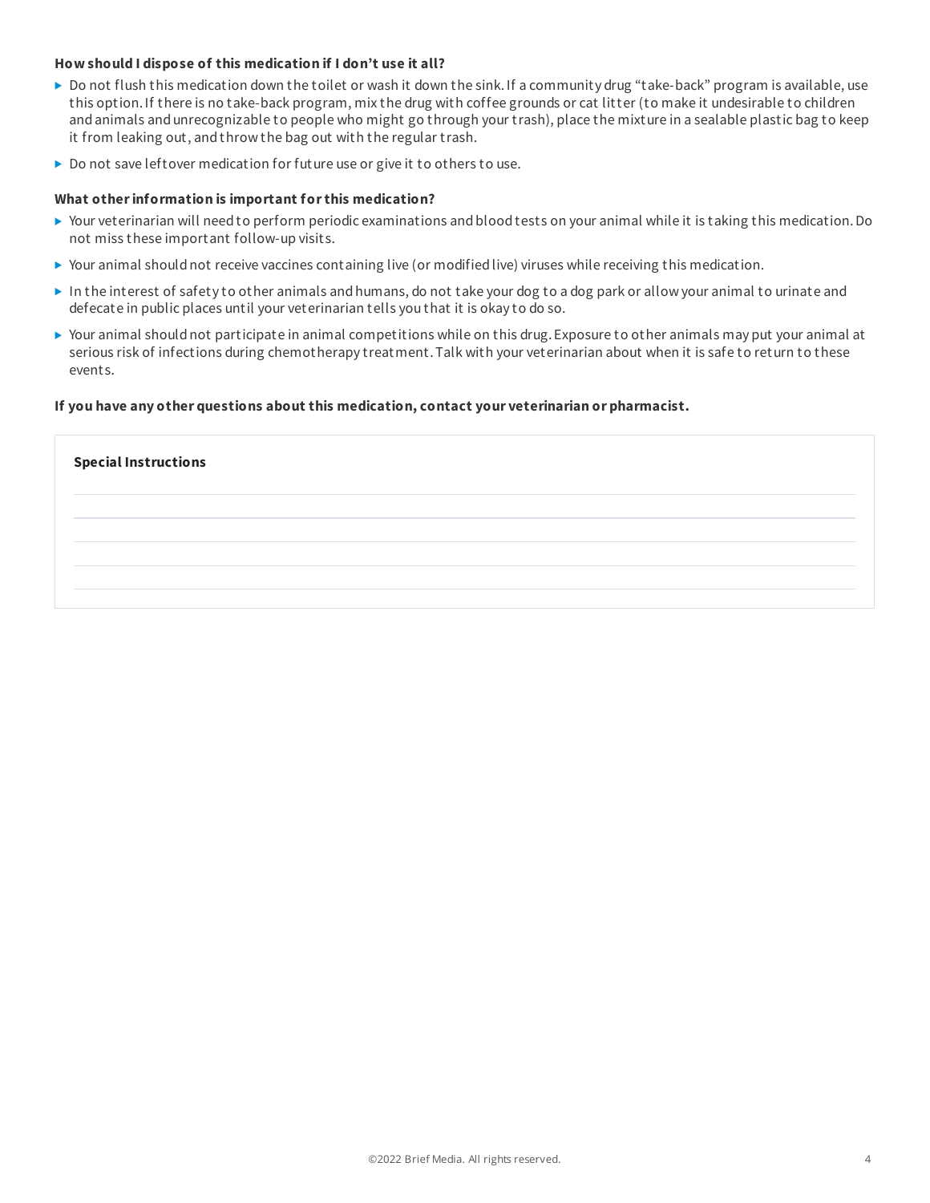**How should I dispose of this medication if I don't use it all?**

- Do not flush this medication down the toilet or wash it down the sink. If a community drug "take-back" program is available, use this option. If there is no take-back program, mix the drug with coffee grounds or cat litter (to make it undesirable to children and animals and unrecognizable to people who might go through your trash), place the mixture in a sealable plastic bag to keep it from leaking out, and throw the bag out with the regular trash.
- Do not save leftover medication for future use or give it to others to use.

**What other information is important for this medication?**

- Your veterinarian will need to perform periodic examinations and blood tests on your animal while it is taking this medication. Do not miss these important follow-up visits.
- Your animal should not receive vaccines containing live (or modified live) viruses while receiving this medication.
- In the interest of safety to other animals and humans, do not take your dog to a dog park or allow your animal to urinate and defecate in public places until your veterinarian tells you that it is okay to do so.
- Your animal should not participate in animal competitions while on this drug. Exposure to other animals may put your animal at serious risk of infections during chemotherapy treatment. Talk with your veterinarian about when it is safe to return to these events.

**If you have any other questions about this medication, contact your veterinarian or pharmacist.**

**Special Instructions**

©2022 Brief Media. All rights reserved.